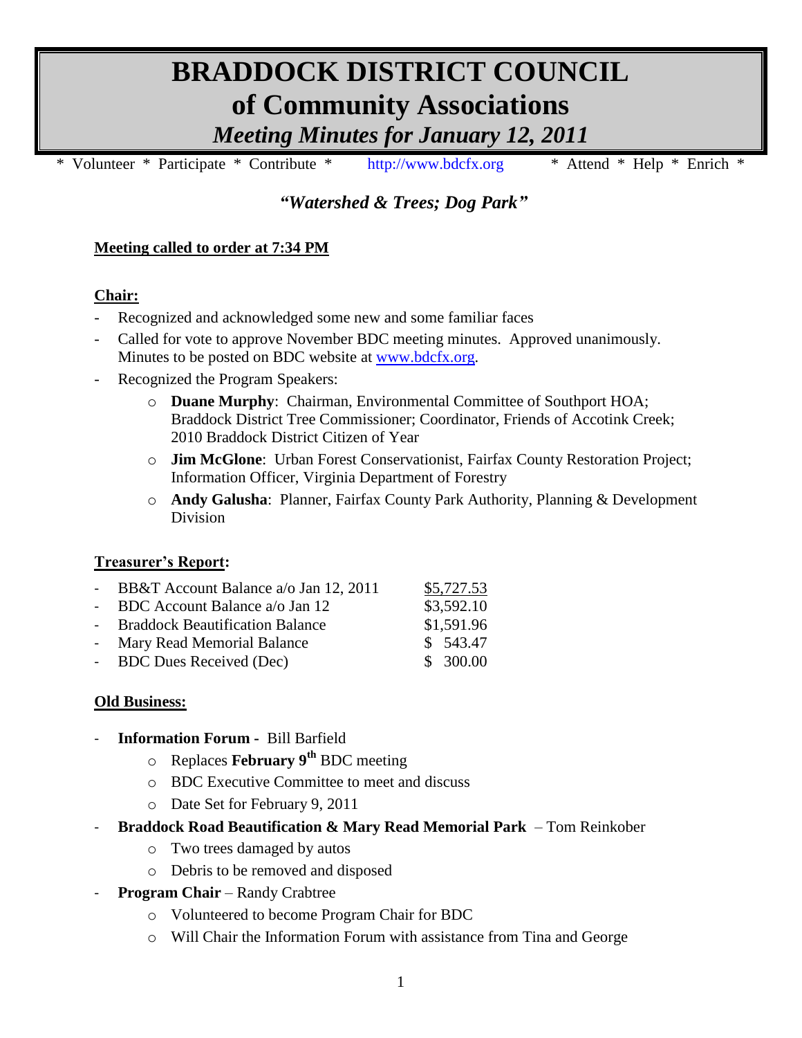# BRADDOCK DISTRICT COUNCIL
# of Community Associations
## *Meeting Minutes for January 12, 2011*

\* Volunteer \* Participate \* Contribute \* http://www.bdcfx.org \* Attend \* Help \* Enrich \*

### *"Watershed & Trees; Dog Park"*

**Meeting called to order at 7:34 PM**

**Chair:**

- Recognized and acknowledged some new and some familiar faces
- Called for vote to approve November BDC meeting minutes. Approved unanimously. Minutes to be posted on BDC website at www.bdcfx.org.
- Recognized the Program Speakers:
  - **Duane Murphy**: Chairman, Environmental Committee of Southport HOA; Braddock District Tree Commissioner; Coordinator, Friends of Accotink Creek; 2010 Braddock District Citizen of Year
  - **Jim McGlone**: Urban Forest Conservationist, Fairfax County Restoration Project; Information Officer, Virginia Department of Forestry
  - **Andy Galusha**: Planner, Fairfax County Park Authority, Planning & Development Division

**Treasurer's Report:**

| | |
|---|---|
| - BB&T Account Balance a/o Jan 12, 2011 | $5,727.53 |
| - BDC Account Balance a/o Jan 12 | $3,592.10 |
| - Braddock Beautification Balance | $1,591.96 |
| - Mary Read Memorial Balance | $ 543.47 |
| - BDC Dues Received (Dec) | $ 300.00 |

**Old Business:**

- **Information Forum -** Bill Barfield
  - Replaces **February 9th** BDC meeting
  - BDC Executive Committee to meet and discuss
  - Date Set for February 9, 2011
- **Braddock Road Beautification & Mary Read Memorial Park** – Tom Reinkober
  - Two trees damaged by autos
  - Debris to be removed and disposed
- **Program Chair** – Randy Crabtree
  - Volunteered to become Program Chair for BDC
  - Will Chair the Information Forum with assistance from Tina and George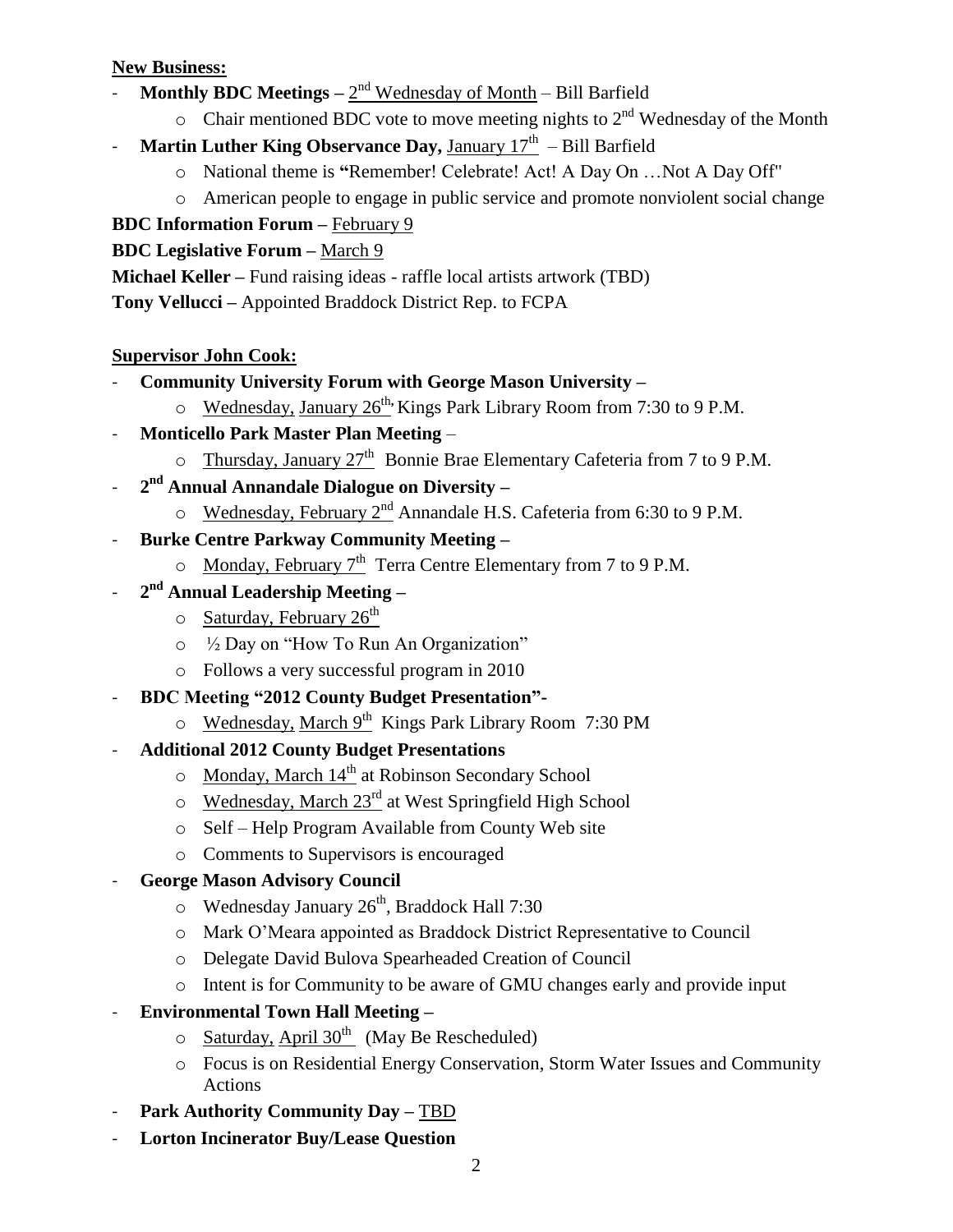**New Business:**

- **Monthly BDC Meetings –** 2nd Wednesday of Month – Bill Barfield
  - Chair mentioned BDC vote to move meeting nights to 2nd Wednesday of the Month
- **Martin Luther King Observance Day,** January 17th – Bill Barfield
  - National theme is **"**Remember! Celebrate! Act! A Day On …Not A Day Off"
  - American people to engage in public service and promote nonviolent social change

**BDC Information Forum –** February 9

**BDC Legislative Forum –** March 9

**Michael Keller –** Fund raising ideas - raffle local artists artwork (TBD)

**Tony Vellucci –** Appointed Braddock District Rep. to FCPA

**Supervisor John Cook:**

- **Community University Forum with George Mason University –**
  - Wednesday, January 26th, Kings Park Library Room from 7:30 to 9 P.M.
- **Monticello Park Master Plan Meeting** –
  - Thursday, January 27th Bonnie Brae Elementary Cafeteria from 7 to 9 P.M.
- **2nd Annual Annandale Dialogue on Diversity –**
  - Wednesday, February 2nd Annandale H.S. Cafeteria from 6:30 to 9 P.M.
- **Burke Centre Parkway Community Meeting –**
  - Monday, February 7th Terra Centre Elementary from 7 to 9 P.M.
- **2nd Annual Leadership Meeting –**
  - Saturday, February 26th
  - ½ Day on "How To Run An Organization"
  - Follows a very successful program in 2010
- **BDC Meeting "2012 County Budget Presentation"-**
  - Wednesday, March 9th Kings Park Library Room 7:30 PM
- **Additional 2012 County Budget Presentations**
  - Monday, March 14th at Robinson Secondary School
  - Wednesday, March 23rd at West Springfield High School
  - Self – Help Program Available from County Web site
  - Comments to Supervisors is encouraged
- **George Mason Advisory Council**
  - Wednesday January 26th, Braddock Hall 7:30
  - Mark O'Meara appointed as Braddock District Representative to Council
  - Delegate David Bulova Spearheaded Creation of Council
  - Intent is for Community to be aware of GMU changes early and provide input
- **Environmental Town Hall Meeting –**
  - Saturday, April 30th (May Be Rescheduled)
  - Focus is on Residential Energy Conservation, Storm Water Issues and Community Actions
- **Park Authority Community Day –** TBD
- **Lorton Incinerator Buy/Lease Question**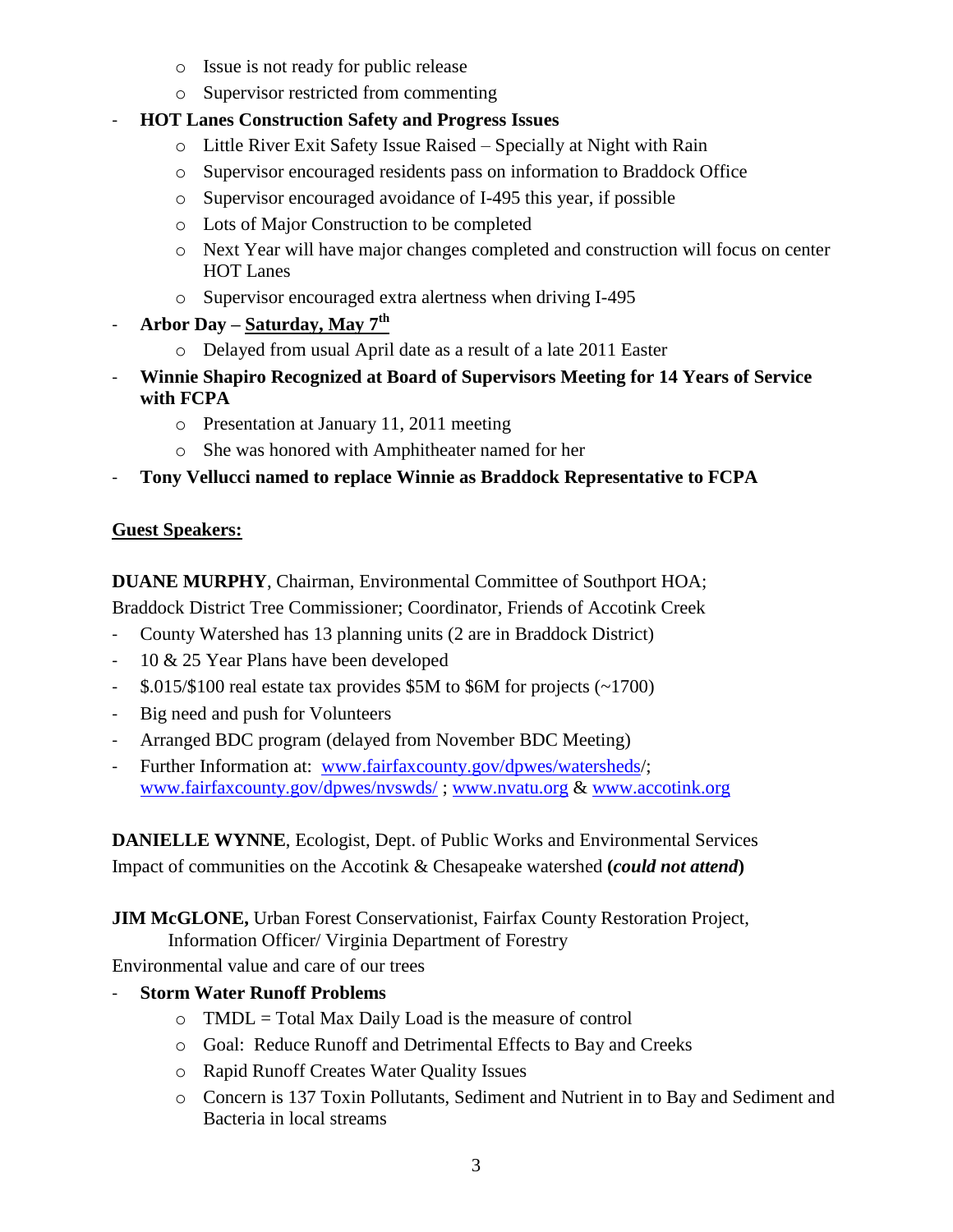- Issue is not ready for public release
  - Supervisor restricted from commenting
- **HOT Lanes Construction Safety and Progress Issues**
  - Little River Exit Safety Issue Raised – Specially at Night with Rain
  - Supervisor encouraged residents pass on information to Braddock Office
  - Supervisor encouraged avoidance of I-495 this year, if possible
  - Lots of Major Construction to be completed
  - Next Year will have major changes completed and construction will focus on center HOT Lanes
  - Supervisor encouraged extra alertness when driving I-495
- **Arbor Day – <u>Saturday, May 7th</u>**
  - Delayed from usual April date as a result of a late 2011 Easter
- **Winnie Shapiro Recognized at Board of Supervisors Meeting for 14 Years of Service with FCPA**
  - Presentation at January 11, 2011 meeting
  - She was honored with Amphitheater named for her
- **Tony Vellucci named to replace Winnie as Braddock Representative to FCPA**

**<u>Guest Speakers:</u>**

**DUANE MURPHY**, Chairman, Environmental Committee of Southport HOA; Braddock District Tree Commissioner; Coordinator, Friends of Accotink Creek

- County Watershed has 13 planning units (2 are in Braddock District)
- 10 & 25 Year Plans have been developed
- $.015/$100 real estate tax provides $5M to $6M for projects (~1700)
- Big need and push for Volunteers
- Arranged BDC program (delayed from November BDC Meeting)
- Further Information at: [www.fairfaxcounty.gov/dpwes/watersheds](www.fairfaxcounty.gov/dpwes/watersheds)/; [www.fairfaxcounty.gov/dpwes/nvswds/](www.fairfaxcounty.gov/dpwes/nvswds/) ; [www.nvatu.org](www.nvatu.org) & [www.accotink.org](www.accotink.org)

**DANIELLE WYNNE**, Ecologist, Dept. of Public Works and Environmental Services
Impact of communities on the Accotink & Chesapeake watershed **(*could not attend*)**

**JIM McGLONE,** Urban Forest Conservationist, Fairfax County Restoration Project, Information Officer/ Virginia Department of Forestry
Environmental value and care of our trees

- **Storm Water Runoff Problems**
  - TMDL = Total Max Daily Load is the measure of control
  - Goal: Reduce Runoff and Detrimental Effects to Bay and Creeks
  - Rapid Runoff Creates Water Quality Issues
  - Concern is 137 Toxin Pollutants, Sediment and Nutrient in to Bay and Sediment and Bacteria in local streams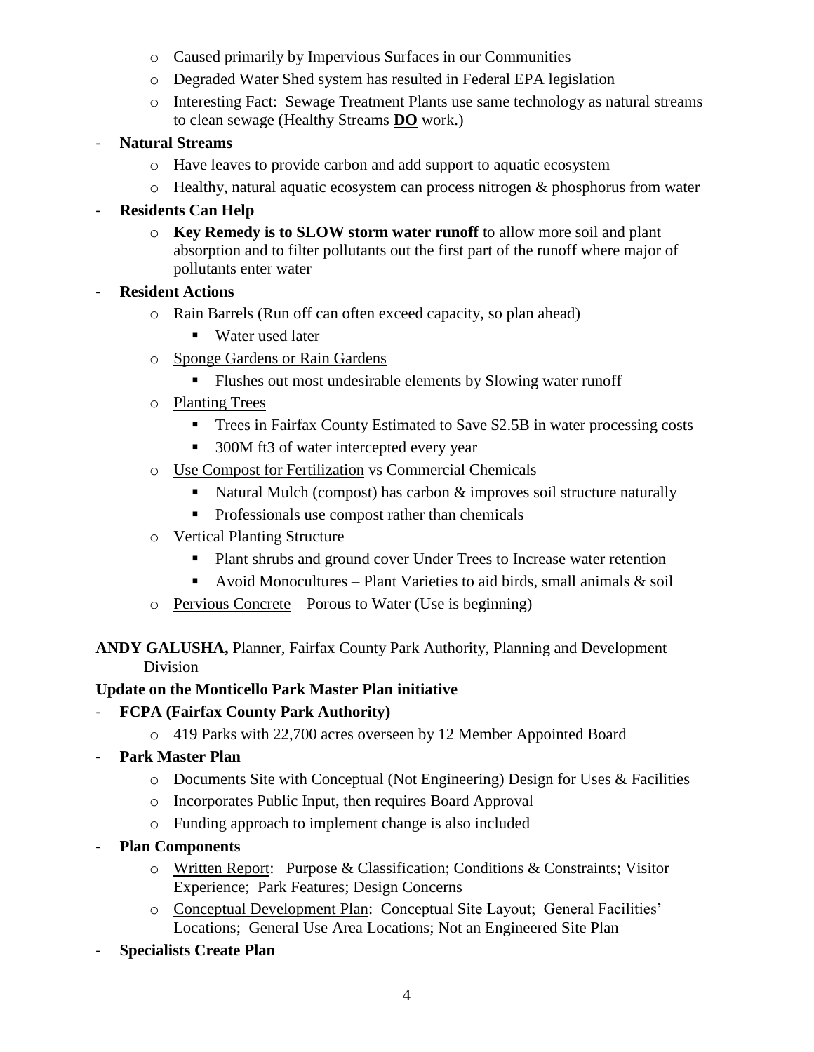- Caused primarily by Impervious Surfaces in our Communities
    - Degraded Water Shed system has resulted in Federal EPA legislation
    - Interesting Fact: Sewage Treatment Plants use same technology as natural streams to clean sewage (Healthy Streams **<u>DO</u>** work.)
- **Natural Streams**
    - Have leaves to provide carbon and add support to aquatic ecosystem
    - Healthy, natural aquatic ecosystem can process nitrogen & phosphorus from water
- **Residents Can Help**
    - **Key Remedy is to SLOW storm water runoff** to allow more soil and plant absorption and to filter pollutants out the first part of the runoff where major of pollutants enter water
- **Resident Actions**
    - <u>Rain Barrels</u> (Run off can often exceed capacity, so plan ahead)
        - Water used later
    - <u>Sponge Gardens or Rain Gardens</u>
        - Flushes out most undesirable elements by Slowing water runoff
    - <u>Planting Trees</u>
        - Trees in Fairfax County Estimated to Save $2.5B in water processing costs
        - 300M ft3 of water intercepted every year
    - <u>Use Compost for Fertilization</u> vs Commercial Chemicals
        - Natural Mulch (compost) has carbon & improves soil structure naturally
        - Professionals use compost rather than chemicals
    - <u>Vertical Planting Structure</u>
        - Plant shrubs and ground cover Under Trees to Increase water retention
        - Avoid Monocultures – Plant Varieties to aid birds, small animals & soil
    - <u>Pervious Concrete</u> – Porous to Water (Use is beginning)

**ANDY GALUSHA,** Planner, Fairfax County Park Authority, Planning and Development Division

**Update on the Monticello Park Master Plan initiative**

- **FCPA (Fairfax County Park Authority)**
    - 419 Parks with 22,700 acres overseen by 12 Member Appointed Board
- **Park Master Plan**
    - Documents Site with Conceptual (Not Engineering) Design for Uses & Facilities
    - Incorporates Public Input, then requires Board Approval
    - Funding approach to implement change is also included
- **Plan Components**
    - <u>Written Report</u>: Purpose & Classification; Conditions & Constraints; Visitor Experience; Park Features; Design Concerns
    - <u>Conceptual Development Plan</u>: Conceptual Site Layout; General Facilities' Locations; General Use Area Locations; Not an Engineered Site Plan
- **Specialists Create Plan**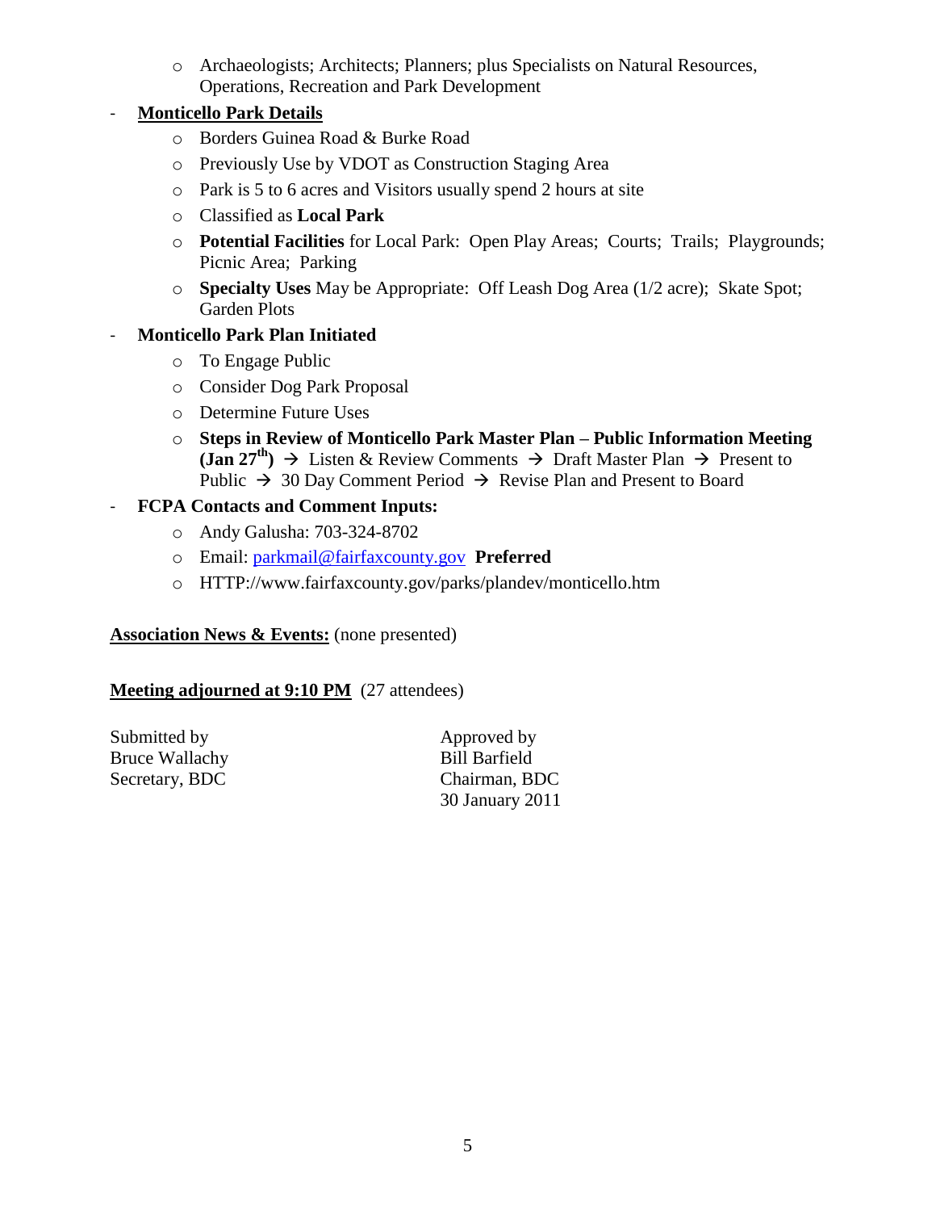- Archaeologists; Architects; Planners; plus Specialists on Natural Resources, Operations, Recreation and Park Development

- **Monticello Park Details**
    - Borders Guinea Road & Burke Road
    - Previously Use by VDOT as Construction Staging Area
    - Park is 5 to 6 acres and Visitors usually spend 2 hours at site
    - Classified as **Local Park**
    - **Potential Facilities** for Local Park: Open Play Areas; Courts; Trails; Playgrounds; Picnic Area; Parking
    - **Specialty Uses** May be Appropriate: Off Leash Dog Area (1/2 acre); Skate Spot; Garden Plots
- **Monticello Park Plan Initiated**
    - To Engage Public
    - Consider Dog Park Proposal
    - Determine Future Uses
    - **Steps in Review of Monticello Park Master Plan – Public Information Meeting (Jan 27th)** → Listen & Review Comments → Draft Master Plan → Present to Public → 30 Day Comment Period → Revise Plan and Present to Board
- **FCPA Contacts and Comment Inputs:**
    - Andy Galusha: 703-324-8702
    - Email: parkmail@fairfaxcounty.gov **Preferred**
    - HTTP://www.fairfaxcounty.gov/parks/plandev/monticello.htm

**Association News & Events:** (none presented)

**Meeting adjourned at 9:10 PM** (27 attendees)

Submitted by
Bruce Wallachy
Secretary, BDC

Approved by
Bill Barfield
Chairman, BDC
30 January 2011